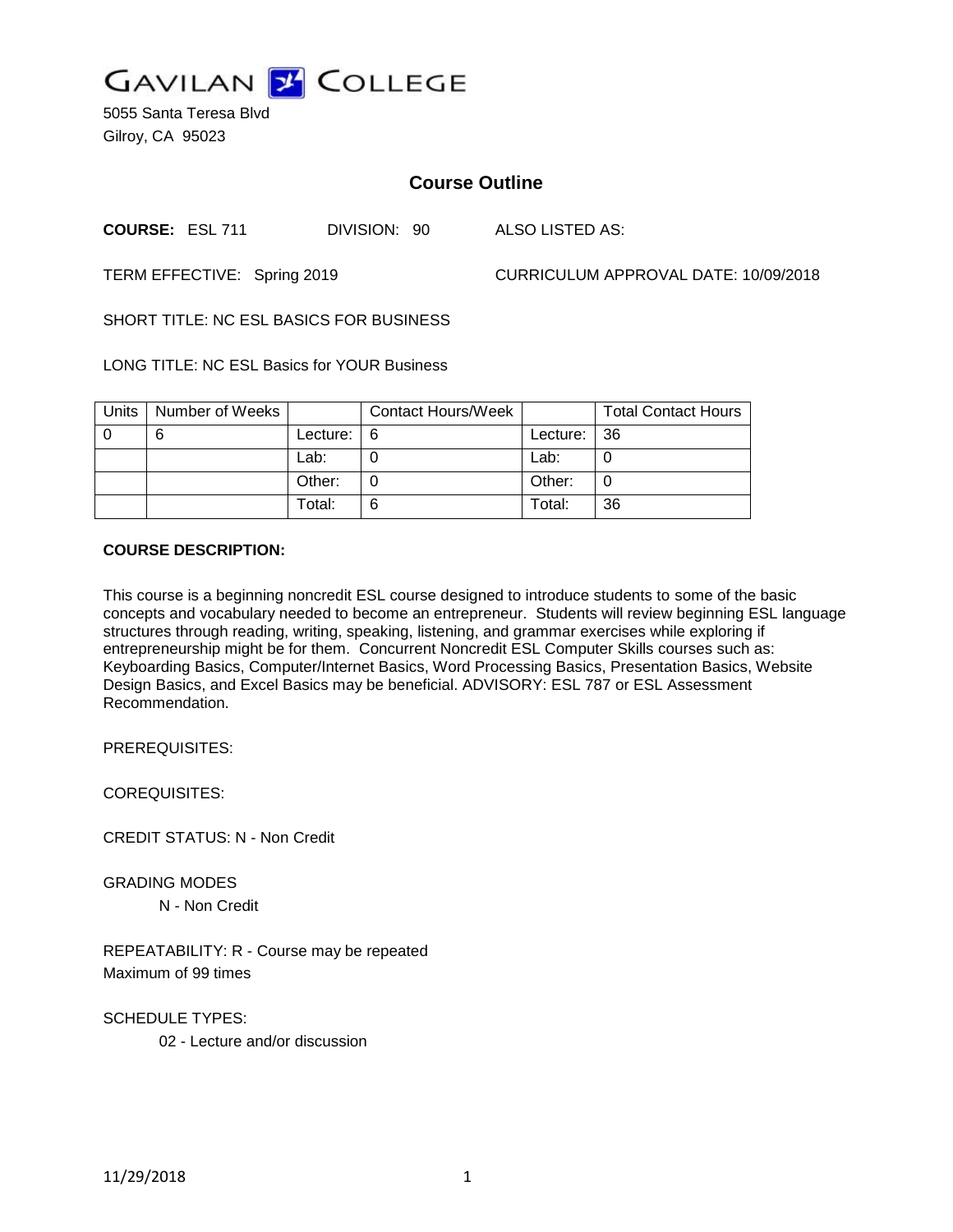# GAVILAN COLLEGE

5055 Santa Teresa Blvd
Gilroy, CA 95023

## Course Outline

**COURSE:** ESL 711 DIVISION: 90 ALSO LISTED AS:

TERM EFFECTIVE: Spring 2019 CURRICULUM APPROVAL DATE: 10/09/2018

SHORT TITLE: NC ESL BASICS FOR BUSINESS

LONG TITLE: NC ESL Basics for YOUR Business

| Units | Number of Weeks | | Contact Hours/Week | | Total Contact Hours |
|---|---|---|---|---|---|
| 0 | 6 | Lecture: | 6 | Lecture: | 36 |
| | | Lab: | 0 | Lab: | 0 |
| | | Other: | 0 | Other: | 0 |
| | | Total: | 6 | Total: | 36 |

**COURSE DESCRIPTION:**

This course is a beginning noncredit ESL course designed to introduce students to some of the basic concepts and vocabulary needed to become an entrepreneur. Students will review beginning ESL language structures through reading, writing, speaking, listening, and grammar exercises while exploring if entrepreneurship might be for them. Concurrent Noncredit ESL Computer Skills courses such as: Keyboarding Basics, Computer/Internet Basics, Word Processing Basics, Presentation Basics, Website Design Basics, and Excel Basics may be beneficial. ADVISORY: ESL 787 or ESL Assessment Recommendation.

PREREQUISITES:

COREQUISITES:

CREDIT STATUS: N - Non Credit

GRADING MODES

N - Non Credit

REPEATABILITY: R - Course may be repeated
Maximum of 99 times

SCHEDULE TYPES:

02 - Lecture and/or discussion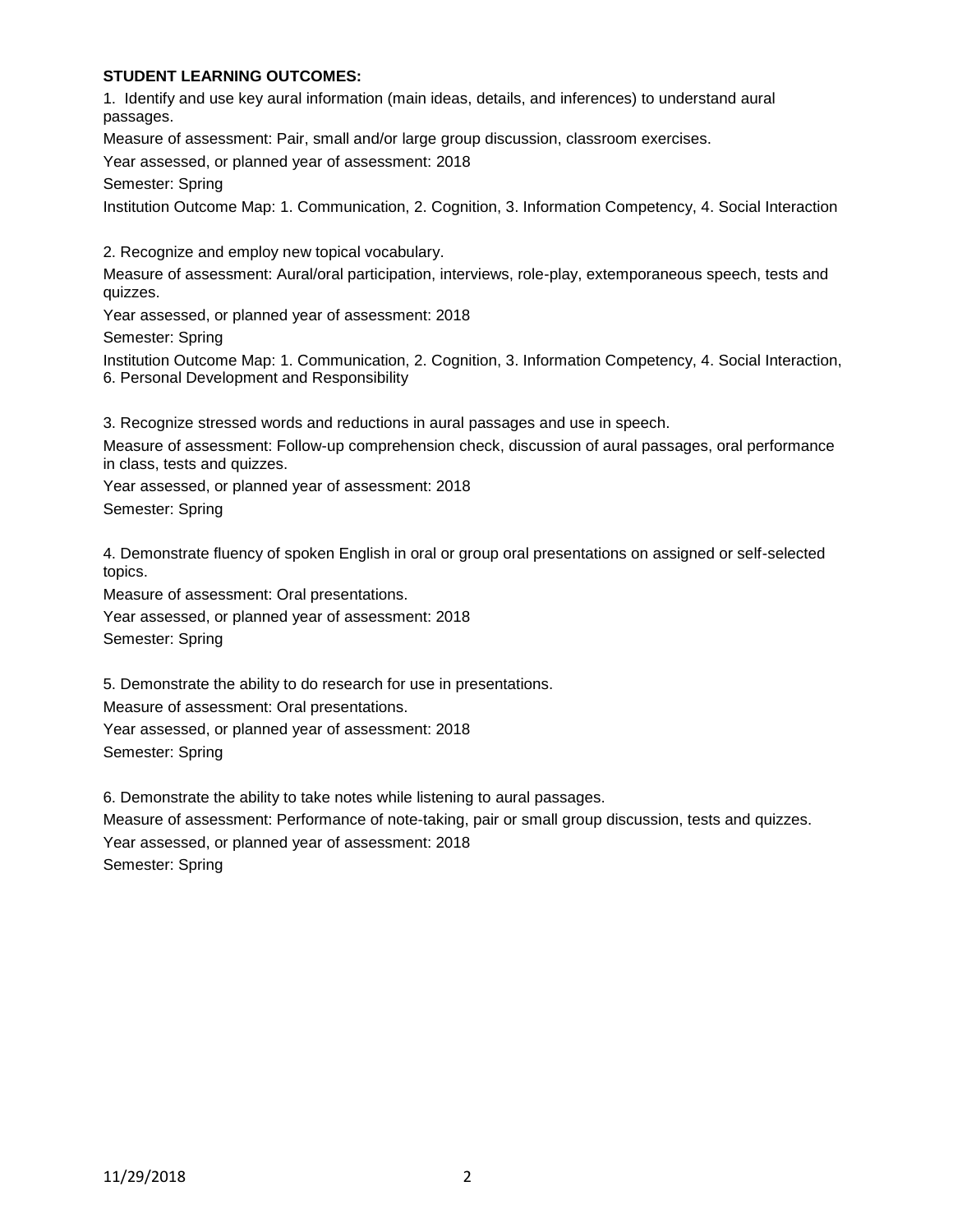**STUDENT LEARNING OUTCOMES:**

1. Identify and use key aural information (main ideas, details, and inferences) to understand aural passages.

Measure of assessment: Pair, small and/or large group discussion, classroom exercises.

Year assessed, or planned year of assessment: 2018

Semester: Spring

Institution Outcome Map: 1. Communication, 2. Cognition, 3. Information Competency, 4. Social Interaction

2. Recognize and employ new topical vocabulary.

Measure of assessment: Aural/oral participation, interviews, role-play, extemporaneous speech, tests and quizzes.

Year assessed, or planned year of assessment: 2018

Semester: Spring

Institution Outcome Map: 1. Communication, 2. Cognition, 3. Information Competency, 4. Social Interaction, 6. Personal Development and Responsibility

3. Recognize stressed words and reductions in aural passages and use in speech.

Measure of assessment: Follow-up comprehension check, discussion of aural passages, oral performance in class, tests and quizzes.

Year assessed, or planned year of assessment: 2018

Semester: Spring

4. Demonstrate fluency of spoken English in oral or group oral presentations on assigned or self-selected topics.

Measure of assessment: Oral presentations.

Year assessed, or planned year of assessment: 2018

Semester: Spring

5. Demonstrate the ability to do research for use in presentations.

Measure of assessment: Oral presentations.

Year assessed, or planned year of assessment: 2018

Semester: Spring

6. Demonstrate the ability to take notes while listening to aural passages.

Measure of assessment: Performance of note-taking, pair or small group discussion, tests and quizzes.

Year assessed, or planned year of assessment: 2018

Semester: Spring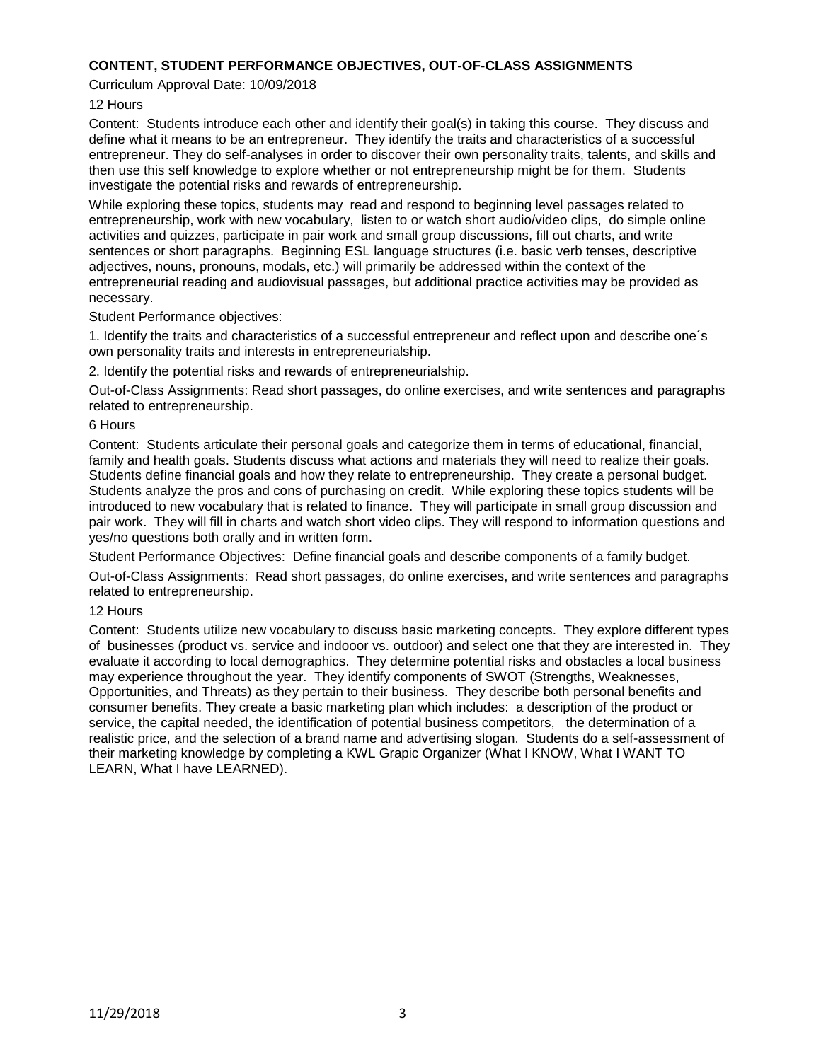**CONTENT, STUDENT PERFORMANCE OBJECTIVES, OUT-OF-CLASS ASSIGNMENTS**

Curriculum Approval Date: 10/09/2018

12 Hours

Content: Students introduce each other and identify their goal(s) in taking this course. They discuss and define what it means to be an entrepreneur. They identify the traits and characteristics of a successful entrepreneur. They do self-analyses in order to discover their own personality traits, talents, and skills and then use this self knowledge to explore whether or not entrepreneurship might be for them. Students investigate the potential risks and rewards of entrepreneurship.

While exploring these topics, students may read and respond to beginning level passages related to entrepreneurship, work with new vocabulary, listen to or watch short audio/video clips, do simple online activities and quizzes, participate in pair work and small group discussions, fill out charts, and write sentences or short paragraphs. Beginning ESL language structures (i.e. basic verb tenses, descriptive adjectives, nouns, pronouns, modals, etc.) will primarily be addressed within the context of the entrepreneurial reading and audiovisual passages, but additional practice activities may be provided as necessary.

Student Performance objectives:

1. Identify the traits and characteristics of a successful entrepreneur and reflect upon and describe one´s own personality traits and interests in entrepreneurialship.

2. Identify the potential risks and rewards of entrepreneurialship.

Out-of-Class Assignments: Read short passages, do online exercises, and write sentences and paragraphs related to entrepreneurship.

6 Hours

Content: Students articulate their personal goals and categorize them in terms of educational, financial, family and health goals. Students discuss what actions and materials they will need to realize their goals. Students define financial goals and how they relate to entrepreneurship. They create a personal budget. Students analyze the pros and cons of purchasing on credit. While exploring these topics students will be introduced to new vocabulary that is related to finance. They will participate in small group discussion and pair work. They will fill in charts and watch short video clips. They will respond to information questions and yes/no questions both orally and in written form.

Student Performance Objectives: Define financial goals and describe components of a family budget.

Out-of-Class Assignments: Read short passages, do online exercises, and write sentences and paragraphs related to entrepreneurship.

12 Hours

Content: Students utilize new vocabulary to discuss basic marketing concepts. They explore different types of businesses (product vs. service and indooor vs. outdoor) and select one that they are interested in. They evaluate it according to local demographics. They determine potential risks and obstacles a local business may experience throughout the year. They identify components of SWOT (Strengths, Weaknesses, Opportunities, and Threats) as they pertain to their business. They describe both personal benefits and consumer benefits. They create a basic marketing plan which includes: a description of the product or service, the capital needed, the identification of potential business competitors, the determination of a realistic price, and the selection of a brand name and advertising slogan. Students do a self-assessment of their marketing knowledge by completing a KWL Grapic Organizer (What I KNOW, What I WANT TO LEARN, What I have LEARNED).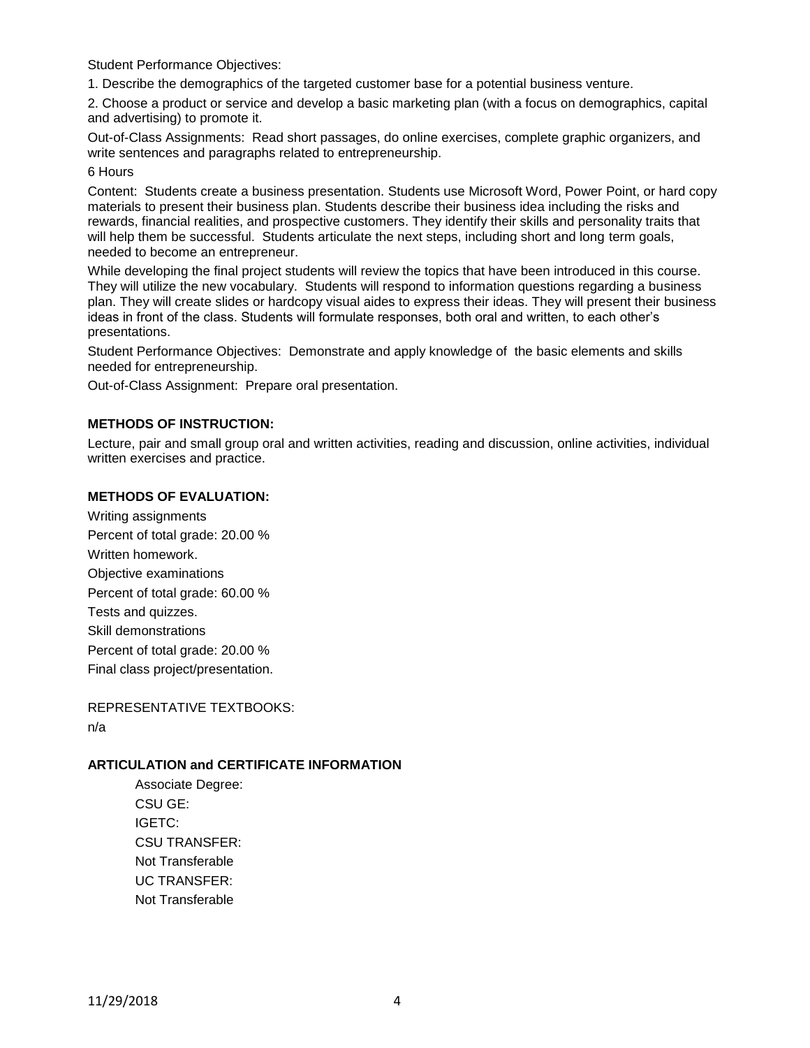Student Performance Objectives:

1. Describe the demographics of the targeted customer base for a potential business venture.

2. Choose a product or service and develop a basic marketing plan (with a focus on demographics, capital and advertising) to promote it.

Out-of-Class Assignments: Read short passages, do online exercises, complete graphic organizers, and write sentences and paragraphs related to entrepreneurship.

6 Hours

Content: Students create a business presentation. Students use Microsoft Word, Power Point, or hard copy materials to present their business plan. Students describe their business idea including the risks and rewards, financial realities, and prospective customers. They identify their skills and personality traits that will help them be successful. Students articulate the next steps, including short and long term goals, needed to become an entrepreneur.

While developing the final project students will review the topics that have been introduced in this course. They will utilize the new vocabulary. Students will respond to information questions regarding a business plan. They will create slides or hardcopy visual aides to express their ideas. They will present their business ideas in front of the class. Students will formulate responses, both oral and written, to each other's presentations.

Student Performance Objectives: Demonstrate and apply knowledge of the basic elements and skills needed for entrepreneurship.

Out-of-Class Assignment: Prepare oral presentation.

**METHODS OF INSTRUCTION:**

Lecture, pair and small group oral and written activities, reading and discussion, online activities, individual written exercises and practice.

**METHODS OF EVALUATION:**

Writing assignments

Percent of total grade: 20.00 %

Written homework.

Objective examinations

Percent of total grade: 60.00 %

Tests and quizzes.

Skill demonstrations

Percent of total grade: 20.00 %

Final class project/presentation.

REPRESENTATIVE TEXTBOOKS:

n/a

**ARTICULATION and CERTIFICATE INFORMATION**

Associate Degree:

CSU GE:

IGETC:

CSU TRANSFER:

Not Transferable

UC TRANSFER:

Not Transferable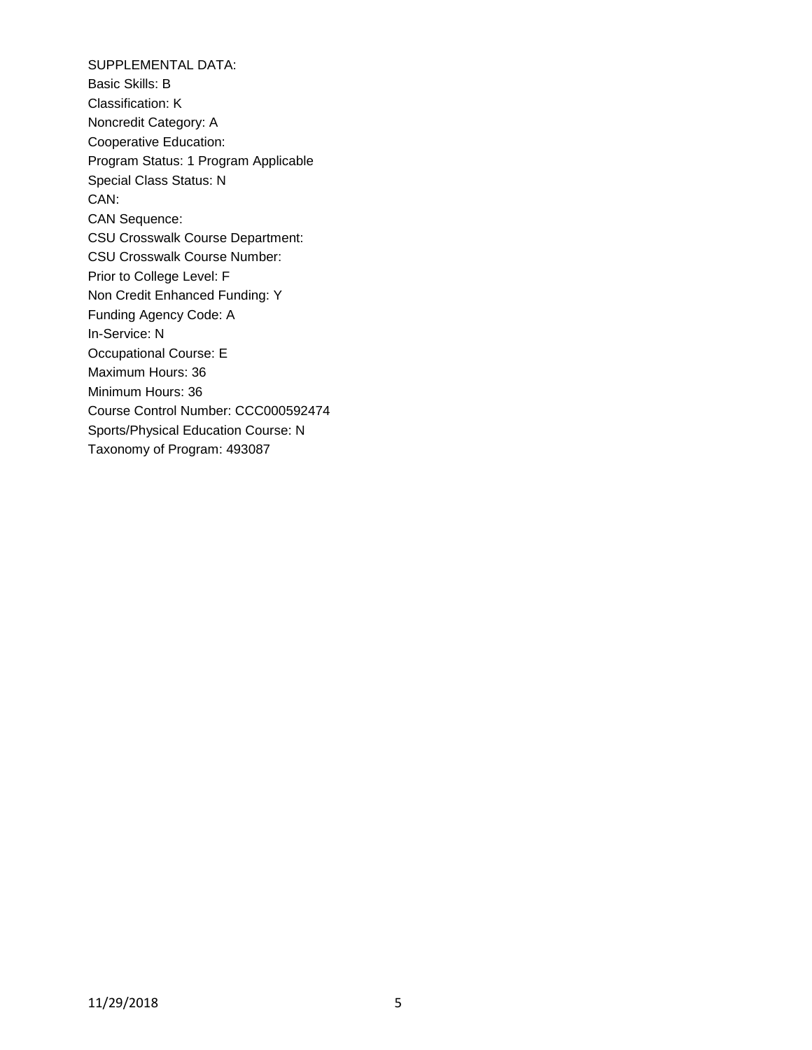SUPPLEMENTAL DATA:
Basic Skills: B
Classification: K
Noncredit Category: A
Cooperative Education:
Program Status: 1 Program Applicable
Special Class Status: N
CAN:
CAN Sequence:
CSU Crosswalk Course Department:
CSU Crosswalk Course Number:
Prior to College Level: F
Non Credit Enhanced Funding: Y
Funding Agency Code: A
In-Service: N
Occupational Course: E
Maximum Hours: 36
Minimum Hours: 36
Course Control Number: CCC000592474
Sports/Physical Education Course: N
Taxonomy of Program: 493087